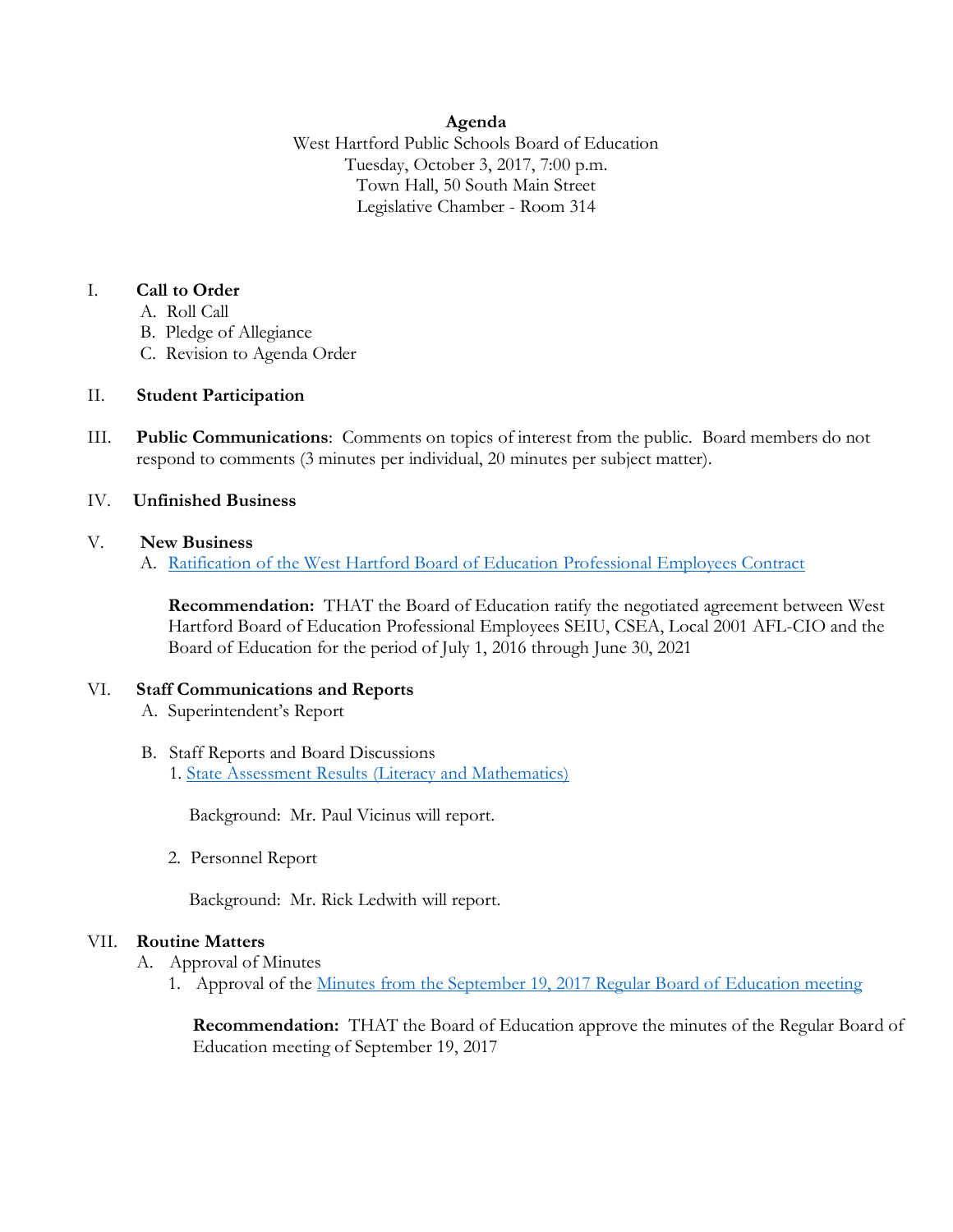**Agenda**

West Hartford Public Schools Board of Education
Tuesday, October 3, 2017, 7:00 p.m.
Town Hall, 50 South Main Street
Legislative Chamber - Room 314

I. **Call to Order**
   A. Roll Call
   B. Pledge of Allegiance
   C. Revision to Agenda Order

II. **Student Participation**

III. **Public Communications**: Comments on topics of interest from the public. Board members do not respond to comments (3 minutes per individual, 20 minutes per subject matter).

IV. **Unfinished Business**

V. **New Business**
   A. Ratification of the West Hartford Board of Education Professional Employees Contract

   **Recommendation:** THAT the Board of Education ratify the negotiated agreement between West Hartford Board of Education Professional Employees SEIU, CSEA, Local 2001 AFL-CIO and the Board of Education for the period of July 1, 2016 through June 30, 2021

VI. **Staff Communications and Reports**
   A. Superintendent's Report

   B. Staff Reports and Board Discussions
      1. State Assessment Results (Literacy and Mathematics)

         Background: Mr. Paul Vicinus will report.

      2. Personnel Report

         Background: Mr. Rick Ledwith will report.

VII. **Routine Matters**
   A. Approval of Minutes
      1. Approval of the Minutes from the September 19, 2017 Regular Board of Education meeting

         **Recommendation:** THAT the Board of Education approve the minutes of the Regular Board of Education meeting of September 19, 2017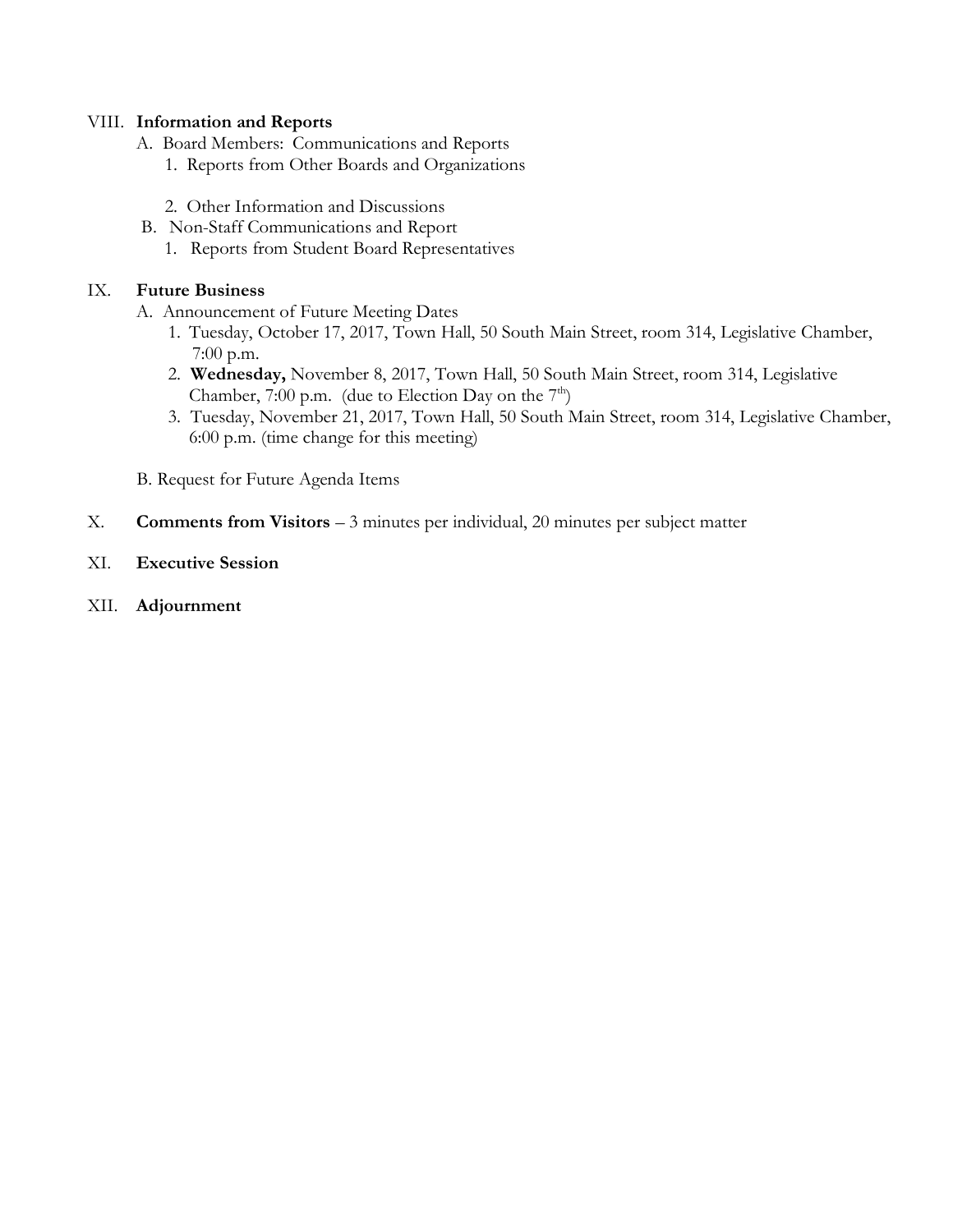VIII. **Information and Reports**

A. Board Members: Communications and Reports

1. Reports from Other Boards and Organizations

2. Other Information and Discussions

B. Non-Staff Communications and Report

1. Reports from Student Board Representatives

IX. **Future Business**

A. Announcement of Future Meeting Dates

1. Tuesday, October 17, 2017, Town Hall, 50 South Main Street, room 314, Legislative Chamber, 7:00 p.m.
2. **Wednesday,** November 8, 2017, Town Hall, 50 South Main Street, room 314, Legislative Chamber, 7:00 p.m. (due to Election Day on the 7th)
3. Tuesday, November 21, 2017, Town Hall, 50 South Main Street, room 314, Legislative Chamber, 6:00 p.m. (time change for this meeting)

B. Request for Future Agenda Items

X. **Comments from Visitors** – 3 minutes per individual, 20 minutes per subject matter

XI. **Executive Session**

XII. **Adjournment**